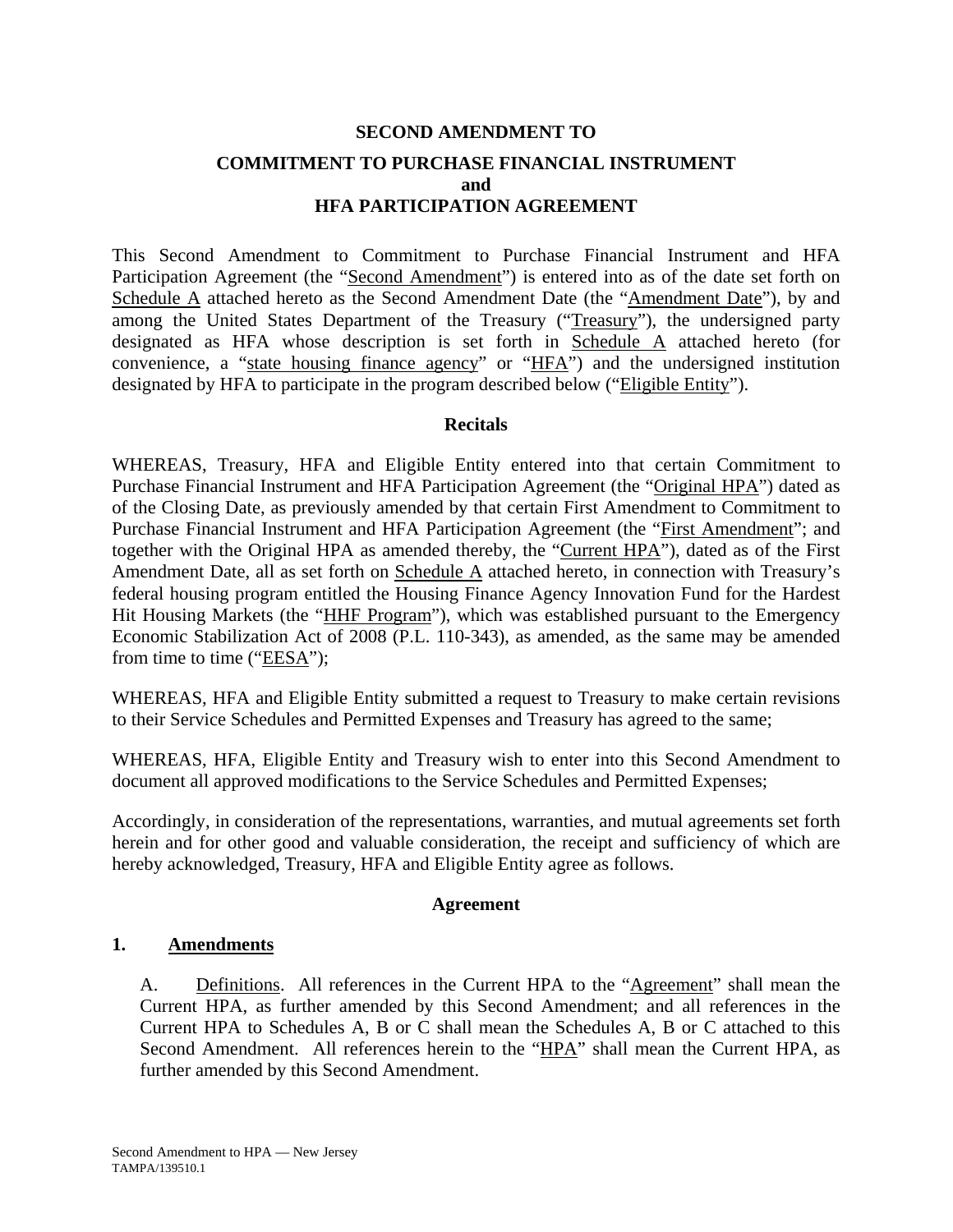# SECOND AMENDMENT TO

# COMMITMENT TO PURCHASE FINANCIAL INSTRUMENT and HFA PARTICIPATION AGREEMENT

This Second Amendment to Commitment to Purchase Financial Instrument and HFA Participation Agreement (the "Second Amendment") is entered into as of the date set forth on Schedule A attached hereto as the Second Amendment Date (the "Amendment Date"), by and among the United States Department of the Treasury ("Treasury"), the undersigned party designated as HFA whose description is set forth in Schedule A attached hereto (for convenience, a "state housing finance agency" or "HFA") and the undersigned institution designated by HFA to participate in the program described below ("Eligible Entity").

## Recitals

WHEREAS, Treasury, HFA and Eligible Entity entered into that certain Commitment to Purchase Financial Instrument and HFA Participation Agreement (the "Original HPA") dated as of the Closing Date, as previously amended by that certain First Amendment to Commitment to Purchase Financial Instrument and HFA Participation Agreement (the "First Amendment"; and together with the Original HPA as amended thereby, the "Current HPA"), dated as of the First Amendment Date, all as set forth on Schedule A attached hereto, in connection with Treasury's federal housing program entitled the Housing Finance Agency Innovation Fund for the Hardest Hit Housing Markets (the "HHF Program"), which was established pursuant to the Emergency Economic Stabilization Act of 2008 (P.L. 110-343), as amended, as the same may be amended from time to time ("EESA");

WHEREAS, HFA and Eligible Entity submitted a request to Treasury to make certain revisions to their Service Schedules and Permitted Expenses and Treasury has agreed to the same;

WHEREAS, HFA, Eligible Entity and Treasury wish to enter into this Second Amendment to document all approved modifications to the Service Schedules and Permitted Expenses;

Accordingly, in consideration of the representations, warranties, and mutual agreements set forth herein and for other good and valuable consideration, the receipt and sufficiency of which are hereby acknowledged, Treasury, HFA and Eligible Entity agree as follows.

## Agreement

### 1. Amendments

A. Definitions. All references in the Current HPA to the "Agreement" shall mean the Current HPA, as further amended by this Second Amendment; and all references in the Current HPA to Schedules A, B or C shall mean the Schedules A, B or C attached to this Second Amendment. All references herein to the "HPA" shall mean the Current HPA, as further amended by this Second Amendment.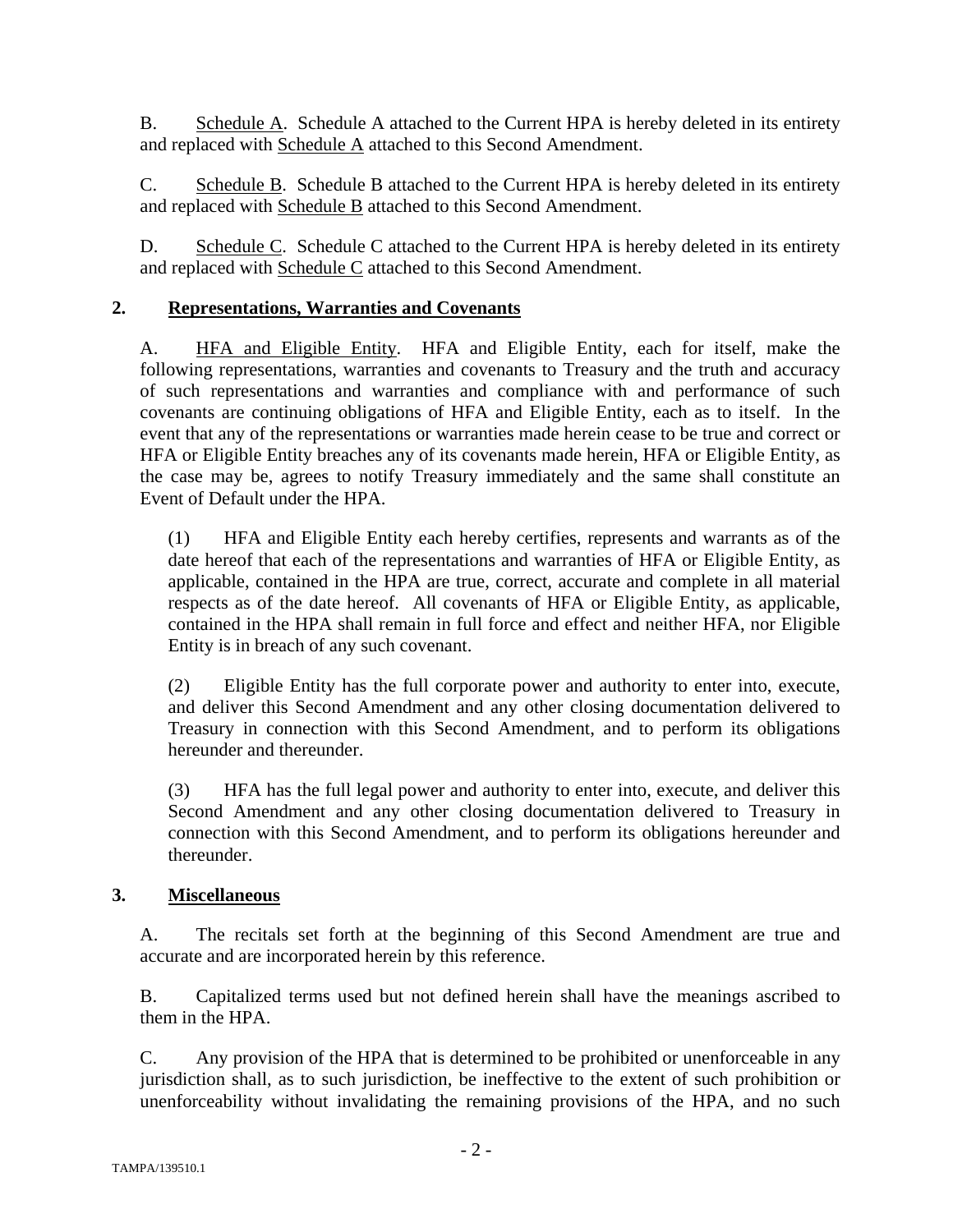B. Schedule A. Schedule A attached to the Current HPA is hereby deleted in its entirety and replaced with Schedule A attached to this Second Amendment.

C. Schedule B. Schedule B attached to the Current HPA is hereby deleted in its entirety and replaced with Schedule B attached to this Second Amendment.

D. Schedule C. Schedule C attached to the Current HPA is hereby deleted in its entirety and replaced with Schedule C attached to this Second Amendment.

## 2. Representations, Warranties and Covenants

A. HFA and Eligible Entity. HFA and Eligible Entity, each for itself, make the following representations, warranties and covenants to Treasury and the truth and accuracy of such representations and warranties and compliance with and performance of such covenants are continuing obligations of HFA and Eligible Entity, each as to itself. In the event that any of the representations or warranties made herein cease to be true and correct or HFA or Eligible Entity breaches any of its covenants made herein, HFA or Eligible Entity, as the case may be, agrees to notify Treasury immediately and the same shall constitute an Event of Default under the HPA.

(1) HFA and Eligible Entity each hereby certifies, represents and warrants as of the date hereof that each of the representations and warranties of HFA or Eligible Entity, as applicable, contained in the HPA are true, correct, accurate and complete in all material respects as of the date hereof. All covenants of HFA or Eligible Entity, as applicable, contained in the HPA shall remain in full force and effect and neither HFA, nor Eligible Entity is in breach of any such covenant.

(2) Eligible Entity has the full corporate power and authority to enter into, execute, and deliver this Second Amendment and any other closing documentation delivered to Treasury in connection with this Second Amendment, and to perform its obligations hereunder and thereunder.

(3) HFA has the full legal power and authority to enter into, execute, and deliver this Second Amendment and any other closing documentation delivered to Treasury in connection with this Second Amendment, and to perform its obligations hereunder and thereunder.

## 3. Miscellaneous

A. The recitals set forth at the beginning of this Second Amendment are true and accurate and are incorporated herein by this reference.

B. Capitalized terms used but not defined herein shall have the meanings ascribed to them in the HPA.

C. Any provision of the HPA that is determined to be prohibited or unenforceable in any jurisdiction shall, as to such jurisdiction, be ineffective to the extent of such prohibition or unenforceability without invalidating the remaining provisions of the HPA, and no such

TAMPA/139510.1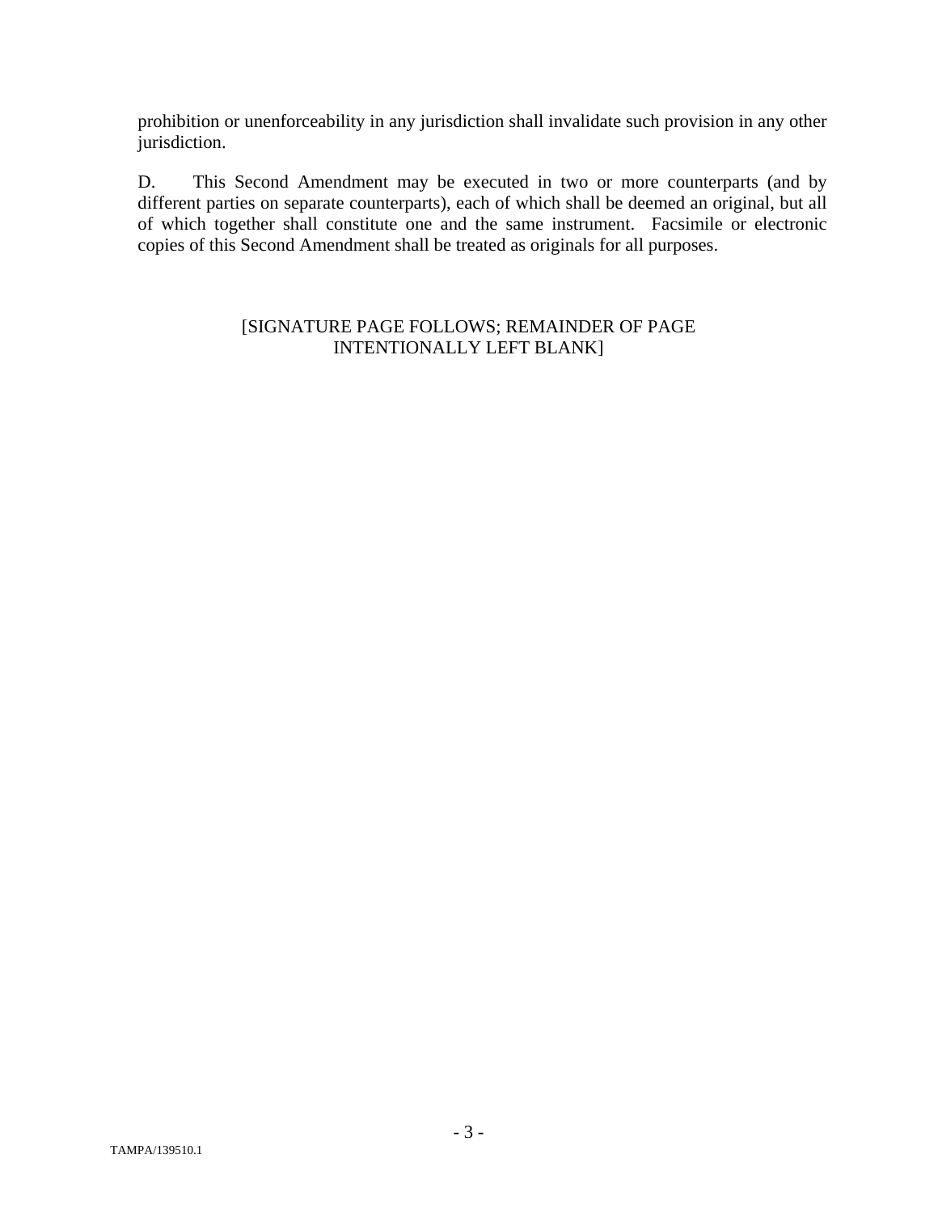prohibition or unenforceability in any jurisdiction shall invalidate such provision in any other jurisdiction.

D. This Second Amendment may be executed in two or more counterparts (and by different parties on separate counterparts), each of which shall be deemed an original, but all of which together shall constitute one and the same instrument. Facsimile or electronic copies of this Second Amendment shall be treated as originals for all purposes.

[SIGNATURE PAGE FOLLOWS; REMAINDER OF PAGE INTENTIONALLY LEFT BLANK]

TAMPA/139510.1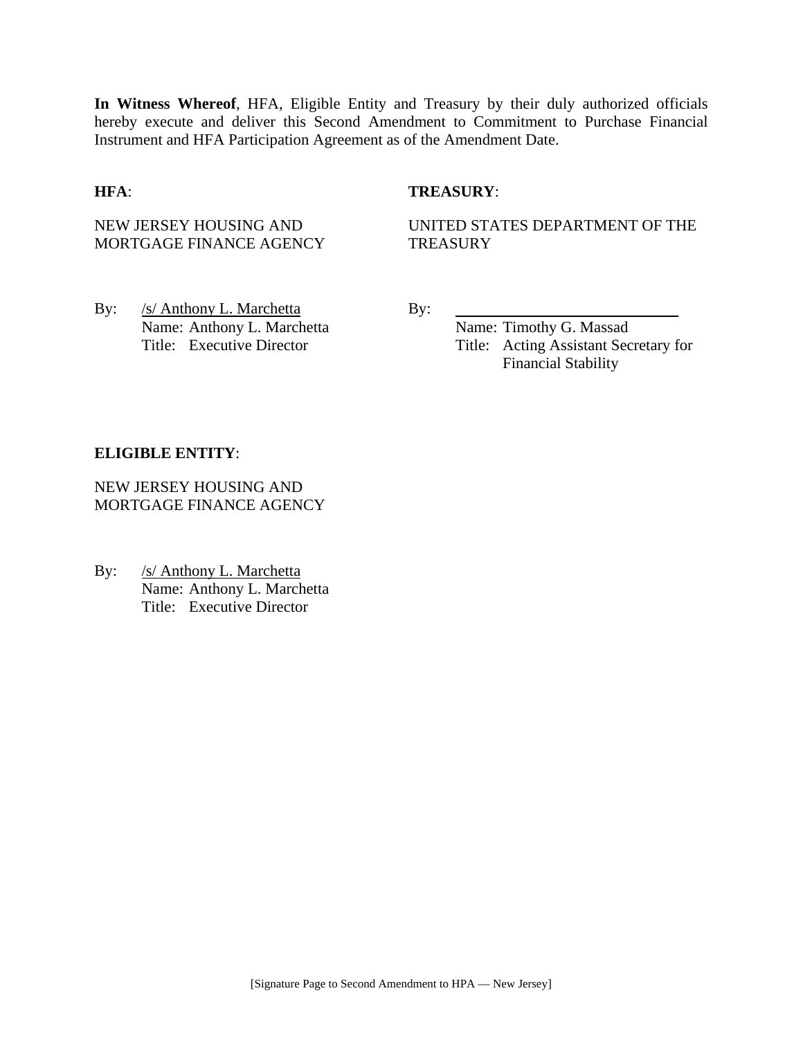**In Witness Whereof**, HFA, Eligible Entity and Treasury by their duly authorized officials hereby execute and deliver this Second Amendment to Commitment to Purchase Financial Instrument and HFA Participation Agreement as of the Amendment Date.

**HFA**:

NEW JERSEY HOUSING AND MORTGAGE FINANCE AGENCY

By: /s/ Anthony L. Marchetta
Name: Anthony L. Marchetta
Title: Executive Director

**TREASURY**:

UNITED STATES DEPARTMENT OF THE TREASURY

By: \_\_\_\_\_\_\_\_\_\_\_\_\_\_\_\_\_\_\_\_\_\_\_\_\_\_\_\_
Name: Timothy G. Massad
Title: Acting Assistant Secretary for Financial Stability

**ELIGIBLE ENTITY**:

NEW JERSEY HOUSING AND MORTGAGE FINANCE AGENCY

By: /s/ Anthony L. Marchetta
Name: Anthony L. Marchetta
Title: Executive Director

[Signature Page to Second Amendment to HPA — New Jersey]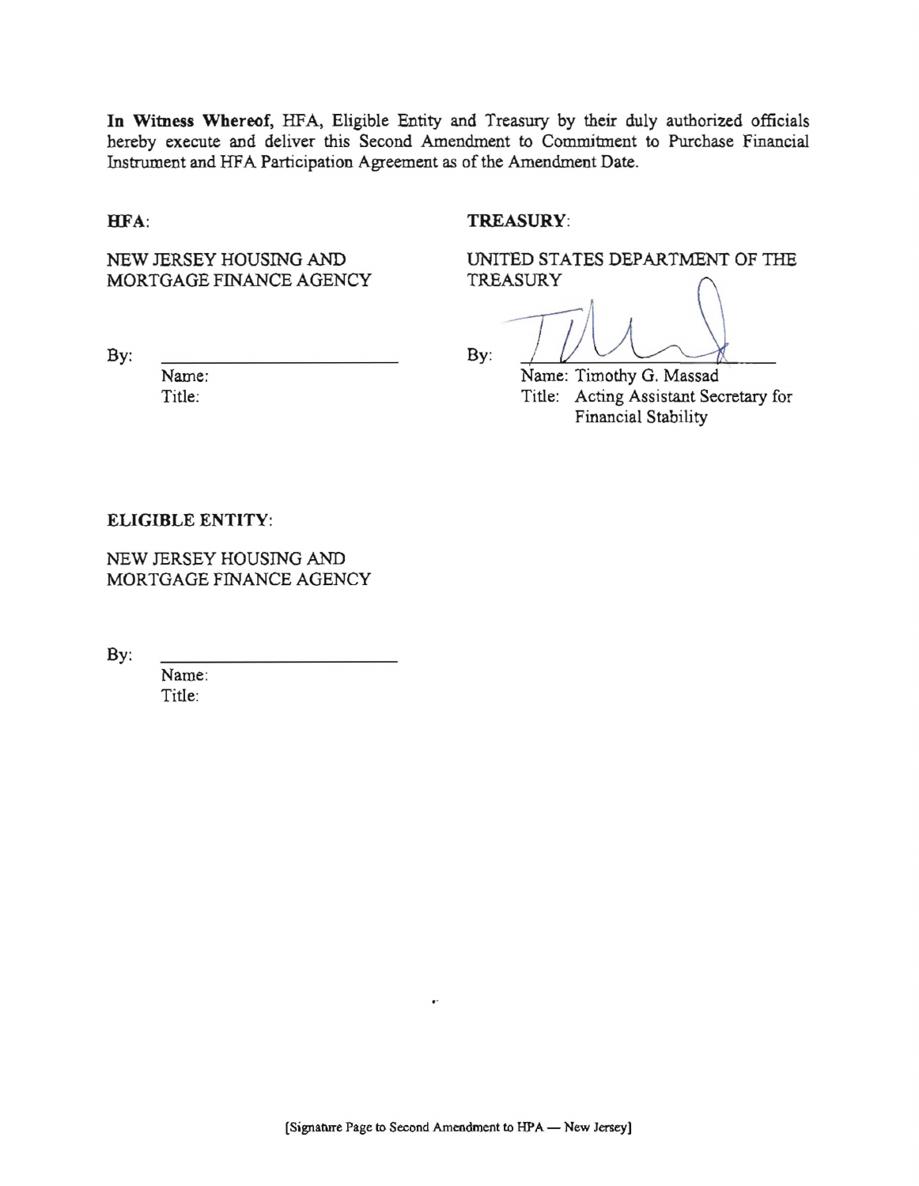**In Witness Whereof,** HFA, Eligible Entity and Treasury by their duly authorized officials hereby execute and deliver this Second Amendment to Commitment to Purchase Financial Instrument and HFA Participation Agreement as of the Amendment Date.

**HFA**:

NEW JERSEY HOUSING AND MORTGAGE FINANCE AGENCY

By: ______________________

Name:

Title:

**TREASURY**:

UNITED STATES DEPARTMENT OF THE TREASURY

By: ______________________

Name: Timothy G. Massad

Title: Acting Assistant Secretary for Financial Stability

**ELIGIBLE ENTITY**:

NEW JERSEY HOUSING AND MORTGAGE FINANCE AGENCY

By: ______________________

Name:

Title:

[Signature Page to Second Amendment to HPA — New Jersey]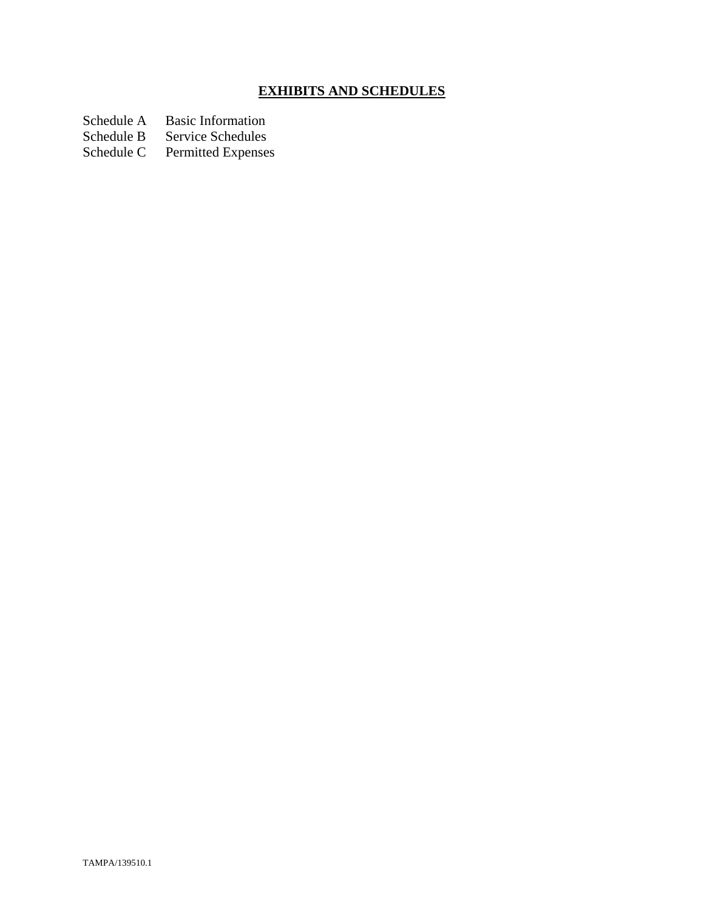# **EXHIBITS AND SCHEDULES**

Schedule A  Basic Information
Schedule B  Service Schedules
Schedule C  Permitted Expenses

TAMPA/139510.1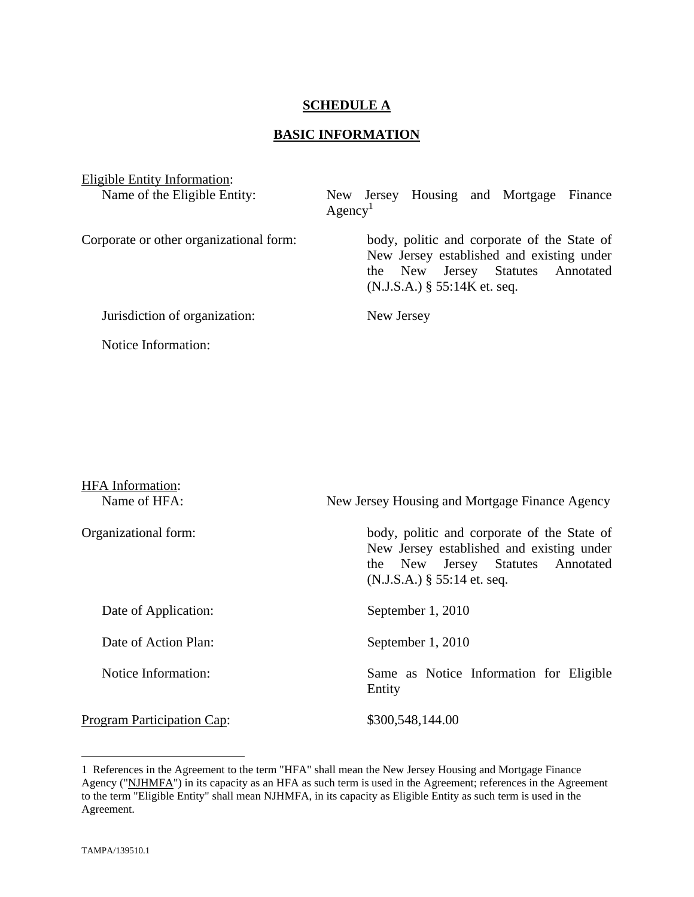**SCHEDULE A**

**BASIC INFORMATION**

Eligible Entity Information:

Name of the Eligible Entity: New Jersey Housing and Mortgage Finance Agency[1]

Corporate or other organizational form: body, politic and corporate of the State of New Jersey established and existing under the New Jersey Statutes Annotated (N.J.S.A.) § 55:14K et. seq.

Jurisdiction of organization: New Jersey

Notice Information:

HFA Information:

Name of HFA: New Jersey Housing and Mortgage Finance Agency

Organizational form: body, politic and corporate of the State of New Jersey established and existing under the New Jersey Statutes Annotated (N.J.S.A.) § 55:14 et. seq.

Date of Application: September 1, 2010

Date of Action Plan: September 1, 2010

Notice Information: Same as Notice Information for Eligible Entity

Program Participation Cap: $300,548,144.00

---

1 References in the Agreement to the term "HFA" shall mean the New Jersey Housing and Mortgage Finance Agency ("NJHMFA") in its capacity as an HFA as such term is used in the Agreement; references in the Agreement to the term "Eligible Entity" shall mean NJHMFA, in its capacity as Eligible Entity as such term is used in the Agreement.

TAMPA/139510.1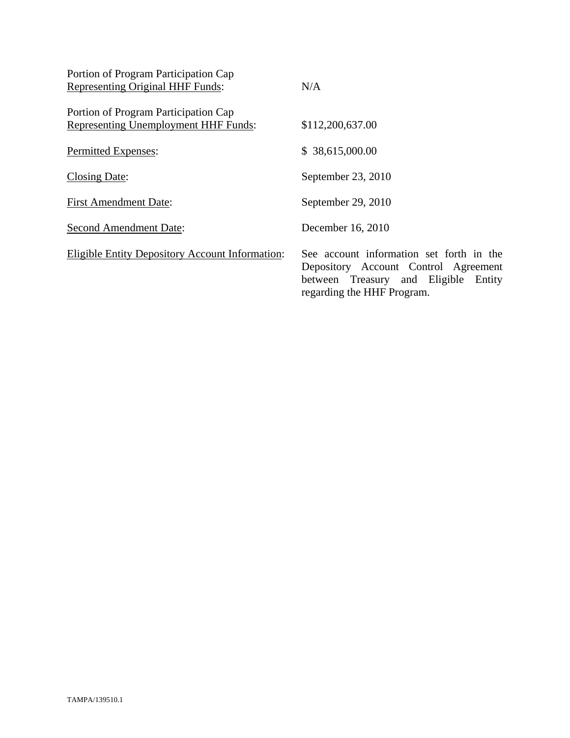| | |
|---|---|
| Portion of Program Participation Cap Representing Original HHF Funds: | N/A |
| Portion of Program Participation Cap Representing Unemployment HHF Funds: | $112,200,637.00 |
| Permitted Expenses: | $ 38,615,000.00 |
| Closing Date: | September 23, 2010 |
| First Amendment Date: | September 29, 2010 |
| Second Amendment Date: | December 16, 2010 |
| Eligible Entity Depository Account Information: | See account information set forth in the Depository Account Control Agreement between Treasury and Eligible Entity regarding the HHF Program. |

TAMPA/139510.1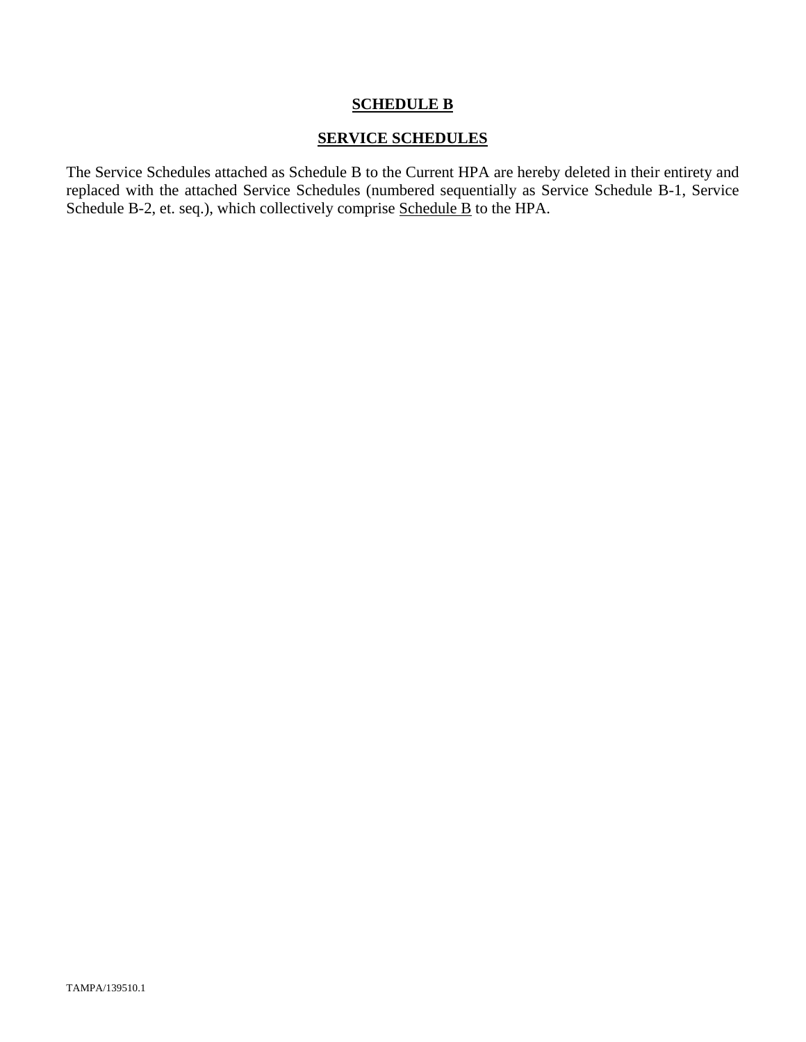## SCHEDULE B

## SERVICE SCHEDULES

The Service Schedules attached as Schedule B to the Current HPA are hereby deleted in their entirety and replaced with the attached Service Schedules (numbered sequentially as Service Schedule B-1, Service Schedule B-2, et. seq.), which collectively comprise Schedule B to the HPA.

TAMPA/139510.1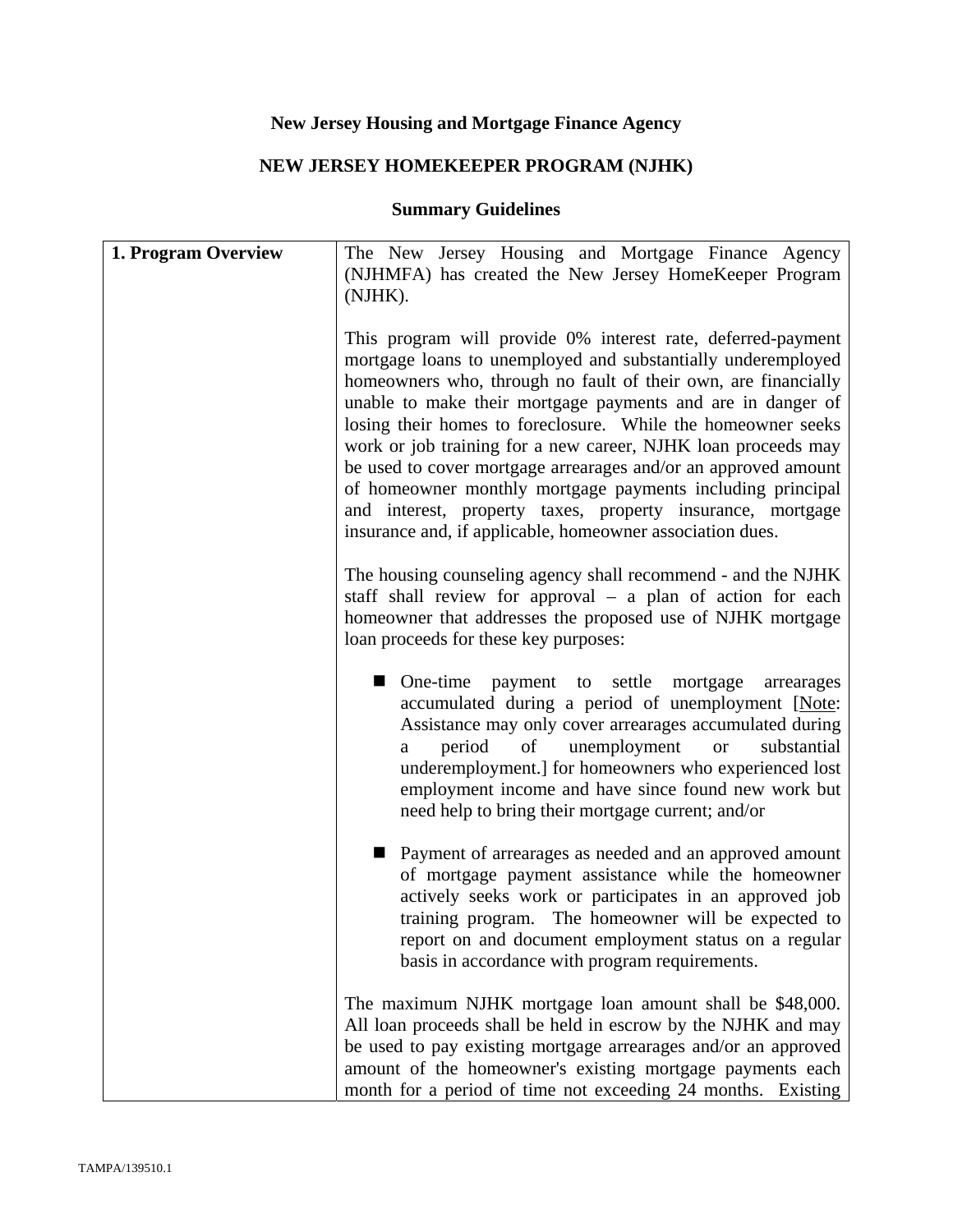# New Jersey Housing and Mortgage Finance Agency

## NEW JERSEY HOMEKEEPER PROGRAM (NJHK)

### Summary Guidelines

| **1. Program Overview** | The New Jersey Housing and Mortgage Finance Agency (NJHMFA) has created the New Jersey HomeKeeper Program (NJHK).<br><br>This program will provide 0% interest rate, deferred-payment mortgage loans to unemployed and substantially underemployed homeowners who, through no fault of their own, are financially unable to make their mortgage payments and are in danger of losing their homes to foreclosure. While the homeowner seeks work or job training for a new career, NJHK loan proceeds may be used to cover mortgage arrearages and/or an approved amount of homeowner monthly mortgage payments including principal and interest, property taxes, property insurance, mortgage insurance and, if applicable, homeowner association dues.<br><br>The housing counseling agency shall recommend - and the NJHK staff shall review for approval – a plan of action for each homeowner that addresses the proposed use of NJHK mortgage loan proceeds for these key purposes:<br><br>■ One-time payment to settle mortgage arrearages accumulated during a period of unemployment [Note: Assistance may only cover arrearages accumulated during a period of unemployment or substantial underemployment.] for homeowners who experienced lost employment income and have since found new work but need help to bring their mortgage current; and/or<br><br>■ Payment of arrearages as needed and an approved amount of mortgage payment assistance while the homeowner actively seeks work or participates in an approved job training program. The homeowner will be expected to report on and document employment status on a regular basis in accordance with program requirements.<br><br>The maximum NJHK mortgage loan amount shall be $48,000. All loan proceeds shall be held in escrow by the NJHK and may be used to pay existing mortgage arrearages and/or an approved amount of the homeowner's existing mortgage payments each month for a period of time not exceeding 24 months. Existing |
|---|---|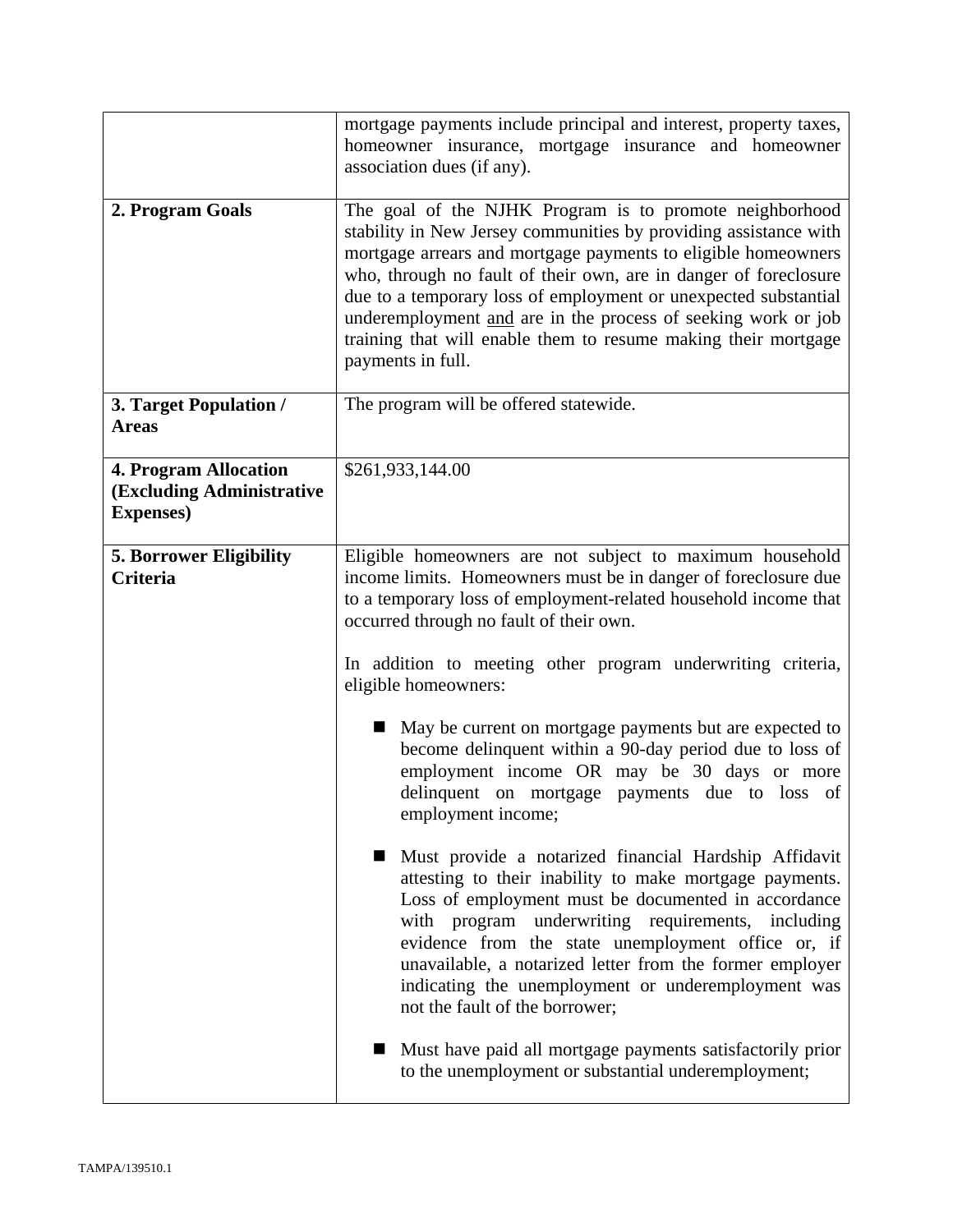| | |
|---|---|
| | mortgage payments include principal and interest, property taxes, homeowner insurance, mortgage insurance and homeowner association dues (if any). |
| **2. Program Goals** | The goal of the NJHK Program is to promote neighborhood stability in New Jersey communities by providing assistance with mortgage arrears and mortgage payments to eligible homeowners who, through no fault of their own, are in danger of foreclosure due to a temporary loss of employment or unexpected substantial underemployment and are in the process of seeking work or job training that will enable them to resume making their mortgage payments in full. |
| **3. Target Population / Areas** | The program will be offered statewide. |
| **4. Program Allocation (Excluding Administrative Expenses)** | $261,933,144.00 |
| **5. Borrower Eligibility Criteria** | Eligible homeowners are not subject to maximum household income limits. Homeowners must be in danger of foreclosure due to a temporary loss of employment-related household income that occurred through no fault of their own.<br><br>In addition to meeting other program underwriting criteria, eligible homeowners:<br><br>■ May be current on mortgage payments but are expected to become delinquent within a 90-day period due to loss of employment income OR may be 30 days or more delinquent on mortgage payments due to loss of employment income;<br><br>■ Must provide a notarized financial Hardship Affidavit attesting to their inability to make mortgage payments. Loss of employment must be documented in accordance with program underwriting requirements, including evidence from the state unemployment office or, if unavailable, a notarized letter from the former employer indicating the unemployment or underemployment was not the fault of the borrower;<br><br>■ Must have paid all mortgage payments satisfactorily prior to the unemployment or substantial underemployment; |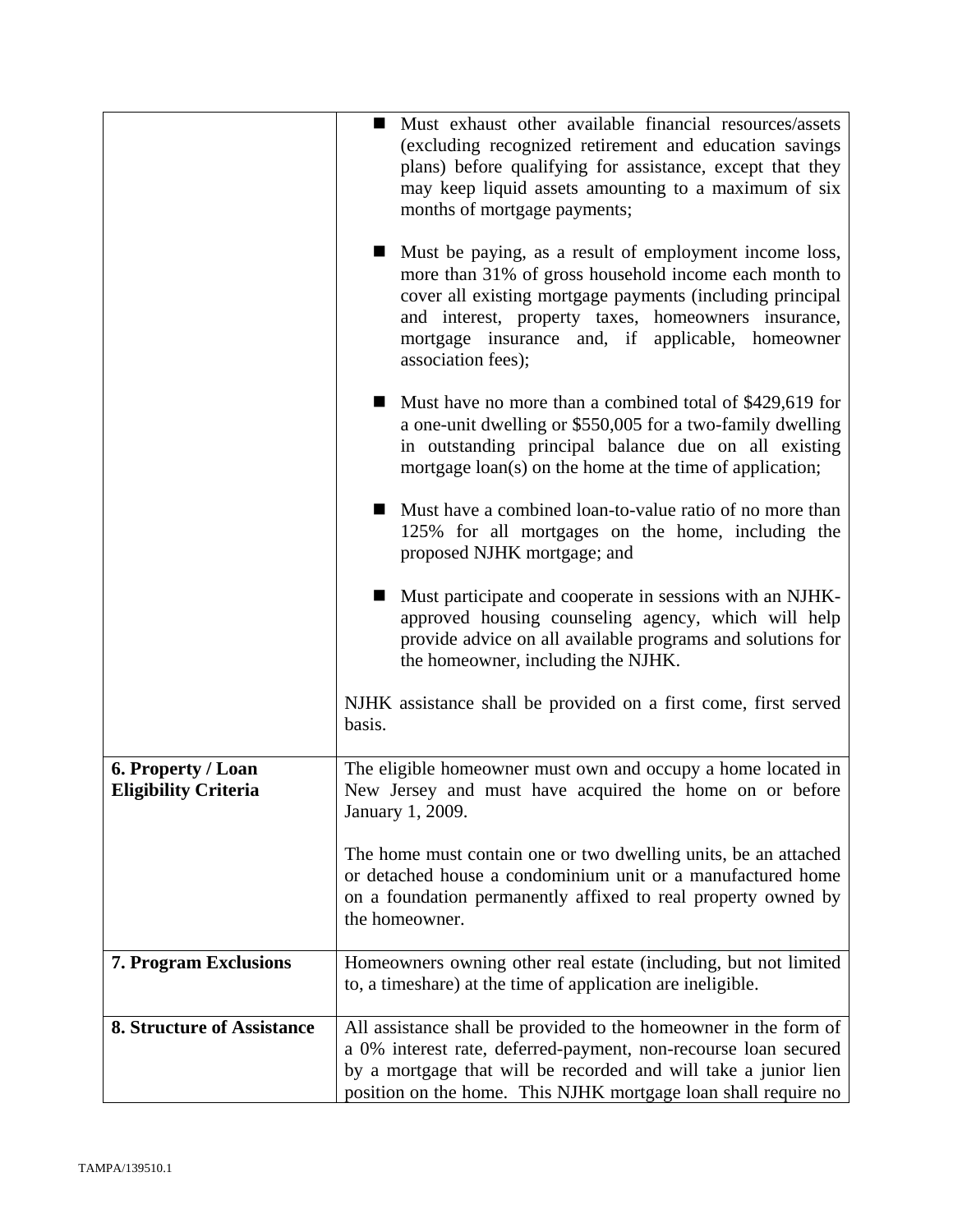| | |
|---|---|
| | ■ Must exhaust other available financial resources/assets (excluding recognized retirement and education savings plans) before qualifying for assistance, except that they may keep liquid assets amounting to a maximum of six months of mortgage payments;<br><br>■ Must be paying, as a result of employment income loss, more than 31% of gross household income each month to cover all existing mortgage payments (including principal and interest, property taxes, homeowners insurance, mortgage insurance and, if applicable, homeowner association fees);<br><br>■ Must have no more than a combined total of $429,619 for a one-unit dwelling or $550,005 for a two-family dwelling in outstanding principal balance due on all existing mortgage loan(s) on the home at the time of application;<br><br>■ Must have a combined loan-to-value ratio of no more than 125% for all mortgages on the home, including the proposed NJHK mortgage; and<br><br>■ Must participate and cooperate in sessions with an NJHK-approved housing counseling agency, which will help provide advice on all available programs and solutions for the homeowner, including the NJHK.<br><br>NJHK assistance shall be provided on a first come, first served basis. |
| **6. Property / Loan Eligibility Criteria** | The eligible homeowner must own and occupy a home located in New Jersey and must have acquired the home on or before January 1, 2009.<br><br>The home must contain one or two dwelling units, be an attached or detached house a condominium unit or a manufactured home on a foundation permanently affixed to real property owned by the homeowner. |
| **7. Program Exclusions** | Homeowners owning other real estate (including, but not limited to, a timeshare) at the time of application are ineligible. |
| **8. Structure of Assistance** | All assistance shall be provided to the homeowner in the form of a 0% interest rate, deferred-payment, non-recourse loan secured by a mortgage that will be recorded and will take a junior lien position on the home. This NJHK mortgage loan shall require no |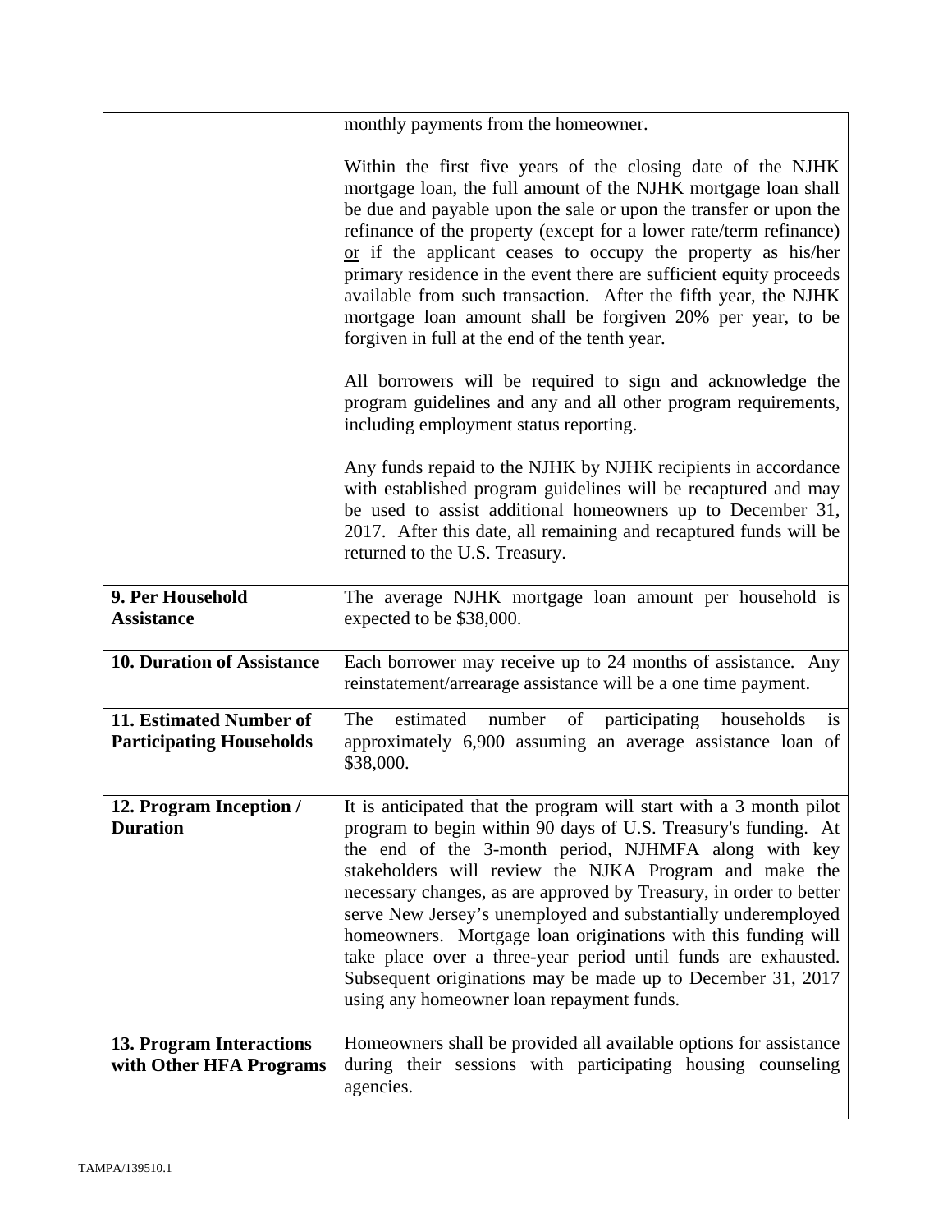| | |
|---|---|
| | monthly payments from the homeowner.<br><br>Within the first five years of the closing date of the NJHK mortgage loan, the full amount of the NJHK mortgage loan shall be due and payable upon the sale or upon the transfer or upon the refinance of the property (except for a lower rate/term refinance) or if the applicant ceases to occupy the property as his/her primary residence in the event there are sufficient equity proceeds available from such transaction. After the fifth year, the NJHK mortgage loan amount shall be forgiven 20% per year, to be forgiven in full at the end of the tenth year.<br><br>All borrowers will be required to sign and acknowledge the program guidelines and any and all other program requirements, including employment status reporting.<br><br>Any funds repaid to the NJHK by NJHK recipients in accordance with established program guidelines will be recaptured and may be used to assist additional homeowners up to December 31, 2017. After this date, all remaining and recaptured funds will be returned to the U.S. Treasury. |
| **9. Per Household Assistance** | The average NJHK mortgage loan amount per household is expected to be $38,000. |
| **10. Duration of Assistance** | Each borrower may receive up to 24 months of assistance. Any reinstatement/arrearage assistance will be a one time payment. |
| **11. Estimated Number of Participating Households** | The estimated number of participating households is approximately 6,900 assuming an average assistance loan of $38,000. |
| **12. Program Inception / Duration** | It is anticipated that the program will start with a 3 month pilot program to begin within 90 days of U.S. Treasury's funding. At the end of the 3-month period, NJHMFA along with key stakeholders will review the NJKA Program and make the necessary changes, as are approved by Treasury, in order to better serve New Jersey's unemployed and substantially underemployed homeowners. Mortgage loan originations with this funding will take place over a three-year period until funds are exhausted. Subsequent originations may be made up to December 31, 2017 using any homeowner loan repayment funds. |
| **13. Program Interactions with Other HFA Programs** | Homeowners shall be provided all available options for assistance during their sessions with participating housing counseling agencies. |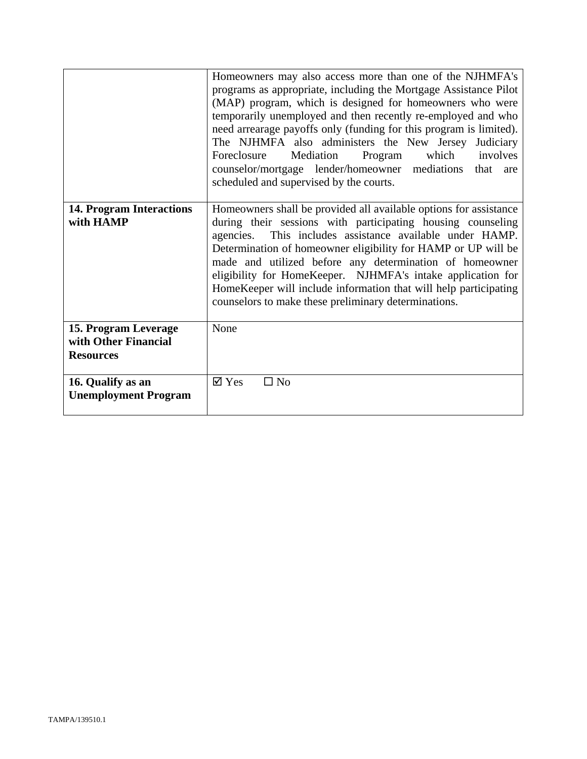| | |
|---|---|
| | Homeowners may also access more than one of the NJHMFA's programs as appropriate, including the Mortgage Assistance Pilot (MAP) program, which is designed for homeowners who were temporarily unemployed and then recently re-employed and who need arrearage payoffs only (funding for this program is limited). The NJHMFA also administers the New Jersey Judiciary Foreclosure Mediation Program which involves counselor/mortgage lender/homeowner mediations that are scheduled and supervised by the courts. |
| **14. Program Interactions with HAMP** | Homeowners shall be provided all available options for assistance during their sessions with participating housing counseling agencies. This includes assistance available under HAMP. Determination of homeowner eligibility for HAMP or UP will be made and utilized before any determination of homeowner eligibility for HomeKeeper. NJHMFA's intake application for HomeKeeper will include information that will help participating counselors to make these preliminary determinations. |
| **15. Program Leverage with Other Financial Resources** | None |
| **16. Qualify as an Unemployment Program** | ☑ Yes ☐ No |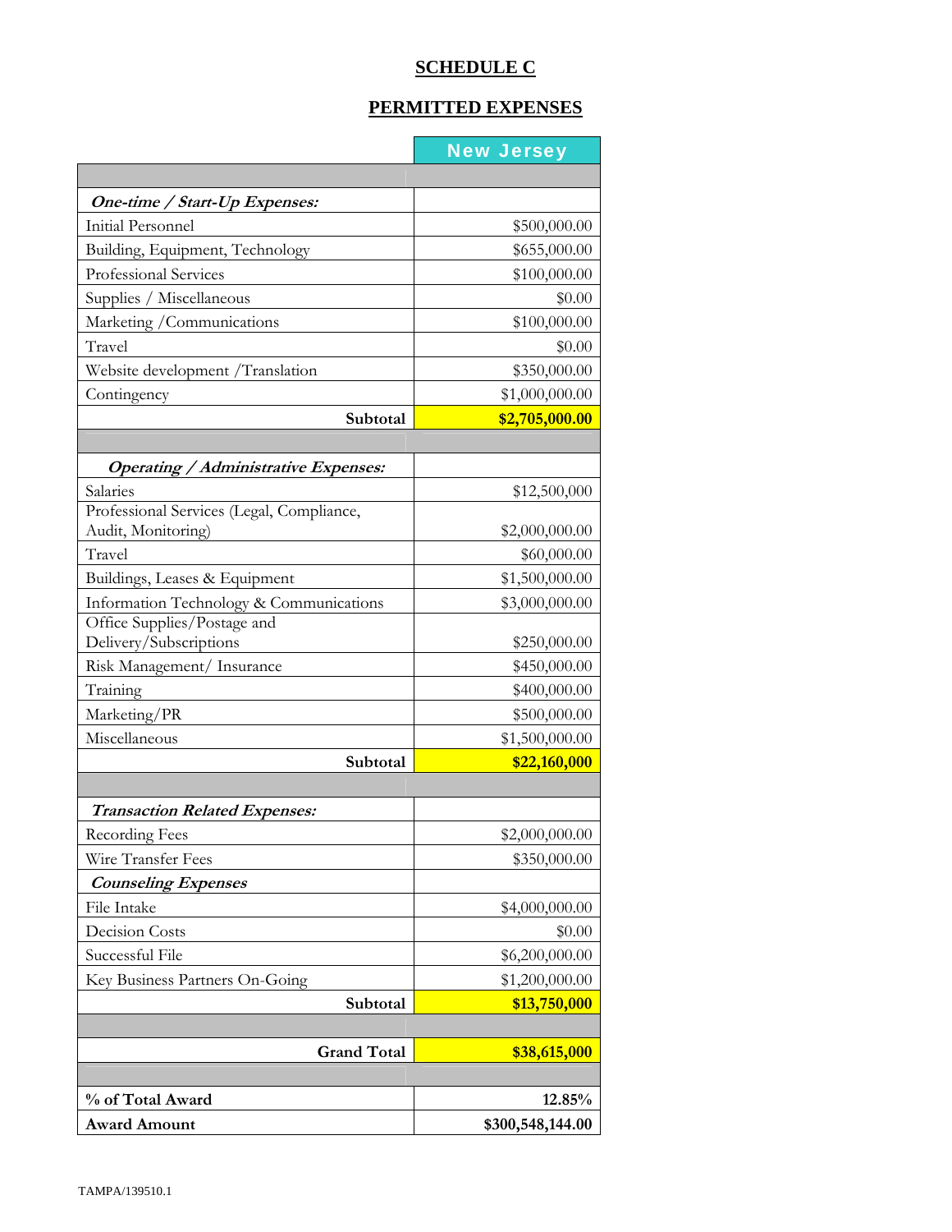# SCHEDULE C

## PERMITTED EXPENSES

| | New Jersey |
|---|---|
| | |
| ***One-time / Start-Up Expenses:*** | |
| Initial Personnel | $500,000.00 |
| Building, Equipment, Technology | $655,000.00 |
| Professional Services | $100,000.00 |
| Supplies / Miscellaneous | $0.00 |
| Marketing /Communications | $100,000.00 |
| Travel | $0.00 |
| Website development /Translation | $350,000.00 |
| Contingency | $1,000,000.00 |
| **Subtotal** | **$2,705,000.00** |
| | |
| ***Operating / Administrative Expenses:*** | |
| Salaries | $12,500,000 |
| Professional Services (Legal, Compliance, Audit, Monitoring) | $2,000,000.00 |
| Travel | $60,000.00 |
| Buildings, Leases & Equipment | $1,500,000.00 |
| Information Technology & Communications | $3,000,000.00 |
| Office Supplies/Postage and Delivery/Subscriptions | $250,000.00 |
| Risk Management/ Insurance | $450,000.00 |
| Training | $400,000.00 |
| Marketing/PR | $500,000.00 |
| Miscellaneous | $1,500,000.00 |
| **Subtotal** | **$22,160,000** |
| | |
| ***Transaction Related Expenses:*** | |
| Recording Fees | $2,000,000.00 |
| Wire Transfer Fees | $350,000.00 |
| ***Counseling Expenses*** | |
| File Intake | $4,000,000.00 |
| Decision Costs | $0.00 |
| Successful File | $6,200,000.00 |
| Key Business Partners On-Going | $1,200,000.00 |
| **Subtotal** | **$13,750,000** |
| | |
| **Grand Total** | **$38,615,000** |
| | |
| **% of Total Award** | **12.85%** |
| **Award Amount** | **$300,548,144.00** |

TAMPA/139510.1